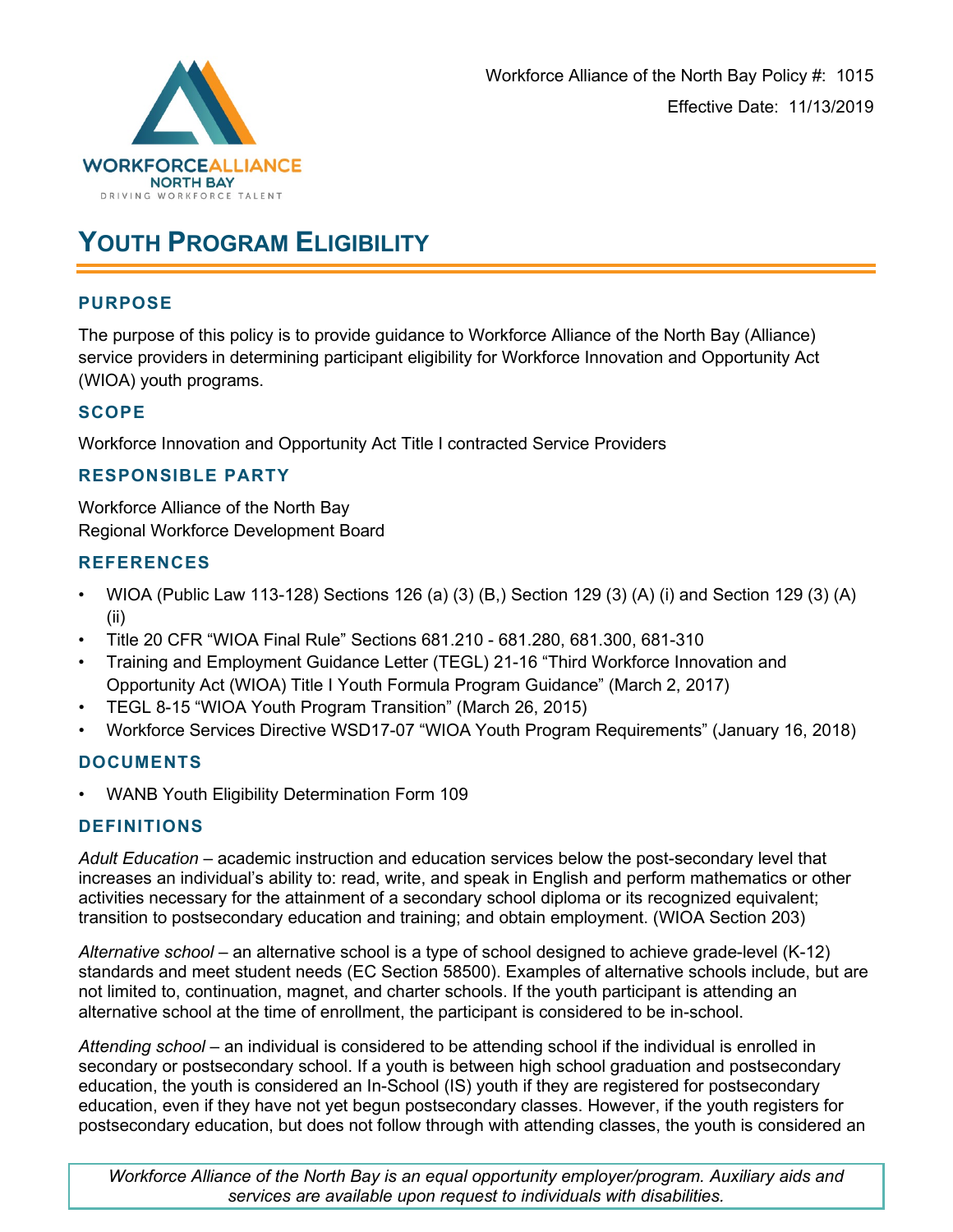Workforce Alliance of the North Bay Policy #: 1015

Effective Date: 11/13/2019

# Youth Program Eligibility

## PURPOSE

The purpose of this policy is to provide guidance to Workforce Alliance of the North Bay (Alliance) service providers in determining participant eligibility for Workforce Innovation and Opportunity Act (WIOA) youth programs.

## SCOPE

Workforce Innovation and Opportunity Act Title I contracted Service Providers

## RESPONSIBLE PARTY

Workforce Alliance of the North Bay
Regional Workforce Development Board

## REFERENCES

- WIOA (Public Law 113-128) Sections 126 (a) (3) (B,) Section 129 (3) (A) (i) and Section 129 (3) (A) (ii)
- Title 20 CFR "WIOA Final Rule" Sections 681.210 - 681.280, 681.300, 681-310
- Training and Employment Guidance Letter (TEGL) 21-16 "Third Workforce Innovation and Opportunity Act (WIOA) Title I Youth Formula Program Guidance" (March 2, 2017)
- TEGL 8-15 "WIOA Youth Program Transition" (March 26, 2015)
- Workforce Services Directive WSD17-07 "WIOA Youth Program Requirements" (January 16, 2018)

## DOCUMENTS

- WANB Youth Eligibility Determination Form 109

## DEFINITIONS

*Adult Education* – academic instruction and education services below the post-secondary level that increases an individual's ability to: read, write, and speak in English and perform mathematics or other activities necessary for the attainment of a secondary school diploma or its recognized equivalent; transition to postsecondary education and training; and obtain employment. (WIOA Section 203)

*Alternative school* – an alternative school is a type of school designed to achieve grade-level (K-12) standards and meet student needs (EC Section 58500). Examples of alternative schools include, but are not limited to, continuation, magnet, and charter schools. If the youth participant is attending an alternative school at the time of enrollment, the participant is considered to be in-school.

*Attending school* – an individual is considered to be attending school if the individual is enrolled in secondary or postsecondary school. If a youth is between high school graduation and postsecondary education, the youth is considered an In-School (IS) youth if they are registered for postsecondary education, even if they have not yet begun postsecondary classes. However, if the youth registers for postsecondary education, but does not follow through with attending classes, the youth is considered an

*Workforce Alliance of the North Bay is an equal opportunity employer/program. Auxiliary aids and services are available upon request to individuals with disabilities.*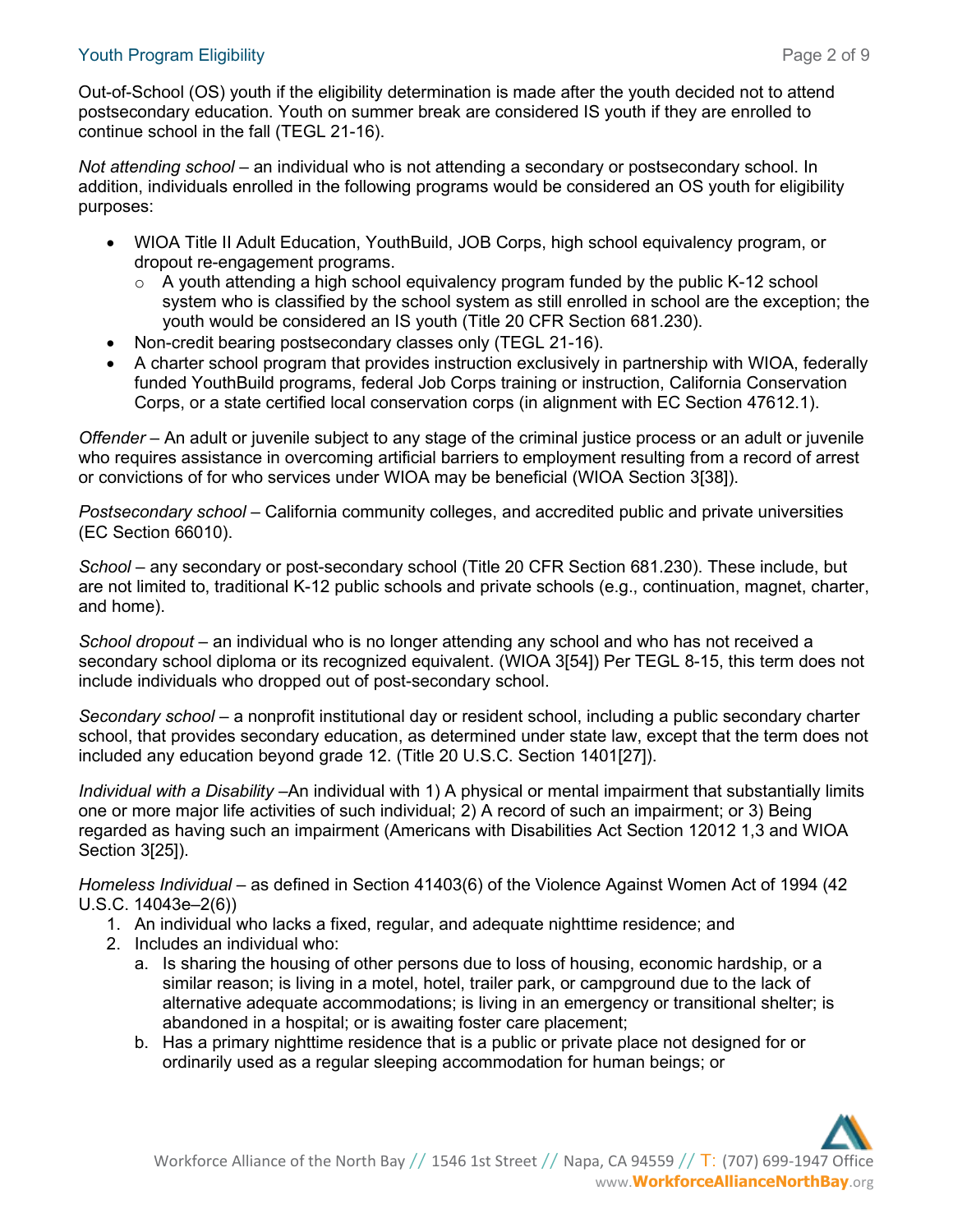Out-of-School (OS) youth if the eligibility determination is made after the youth decided not to attend postsecondary education. Youth on summer break are considered IS youth if they are enrolled to continue school in the fall (TEGL 21-16).

*Not attending school* – an individual who is not attending a secondary or postsecondary school. In addition, individuals enrolled in the following programs would be considered an OS youth for eligibility purposes:

- WIOA Title II Adult Education, YouthBuild, JOB Corps, high school equivalency program, or dropout re-engagement programs.
  - A youth attending a high school equivalency program funded by the public K-12 school system who is classified by the school system as still enrolled in school are the exception; the youth would be considered an IS youth (Title 20 CFR Section 681.230).
- Non-credit bearing postsecondary classes only (TEGL 21-16).
- A charter school program that provides instruction exclusively in partnership with WIOA, federally funded YouthBuild programs, federal Job Corps training or instruction, California Conservation Corps, or a state certified local conservation corps (in alignment with EC Section 47612.1).

*Offender* – An adult or juvenile subject to any stage of the criminal justice process or an adult or juvenile who requires assistance in overcoming artificial barriers to employment resulting from a record of arrest or convictions of for who services under WIOA may be beneficial (WIOA Section 3[38]).

*Postsecondary school* – California community colleges, and accredited public and private universities (EC Section 66010).

*School* – any secondary or post-secondary school (Title 20 CFR Section 681.230). These include, but are not limited to, traditional K-12 public schools and private schools (e.g., continuation, magnet, charter, and home).

*School dropout* – an individual who is no longer attending any school and who has not received a secondary school diploma or its recognized equivalent. (WIOA 3[54]) Per TEGL 8-15, this term does not include individuals who dropped out of post-secondary school.

*Secondary school* – a nonprofit institutional day or resident school, including a public secondary charter school, that provides secondary education, as determined under state law, except that the term does not included any education beyond grade 12. (Title 20 U.S.C. Section 1401[27]).

*Individual with a Disability* –An individual with 1) A physical or mental impairment that substantially limits one or more major life activities of such individual; 2) A record of such an impairment; or 3) Being regarded as having such an impairment (Americans with Disabilities Act Section 12012 1,3 and WIOA Section 3[25]).

*Homeless Individual* – as defined in Section 41403(6) of the Violence Against Women Act of 1994 (42 U.S.C. 14043e–2(6))

1. An individual who lacks a fixed, regular, and adequate nighttime residence; and
2. Includes an individual who:
   a. Is sharing the housing of other persons due to loss of housing, economic hardship, or a similar reason; is living in a motel, hotel, trailer park, or campground due to the lack of alternative adequate accommodations; is living in an emergency or transitional shelter; is abandoned in a hospital; or is awaiting foster care placement;
   b. Has a primary nighttime residence that is a public or private place not designed for or ordinarily used as a regular sleeping accommodation for human beings; or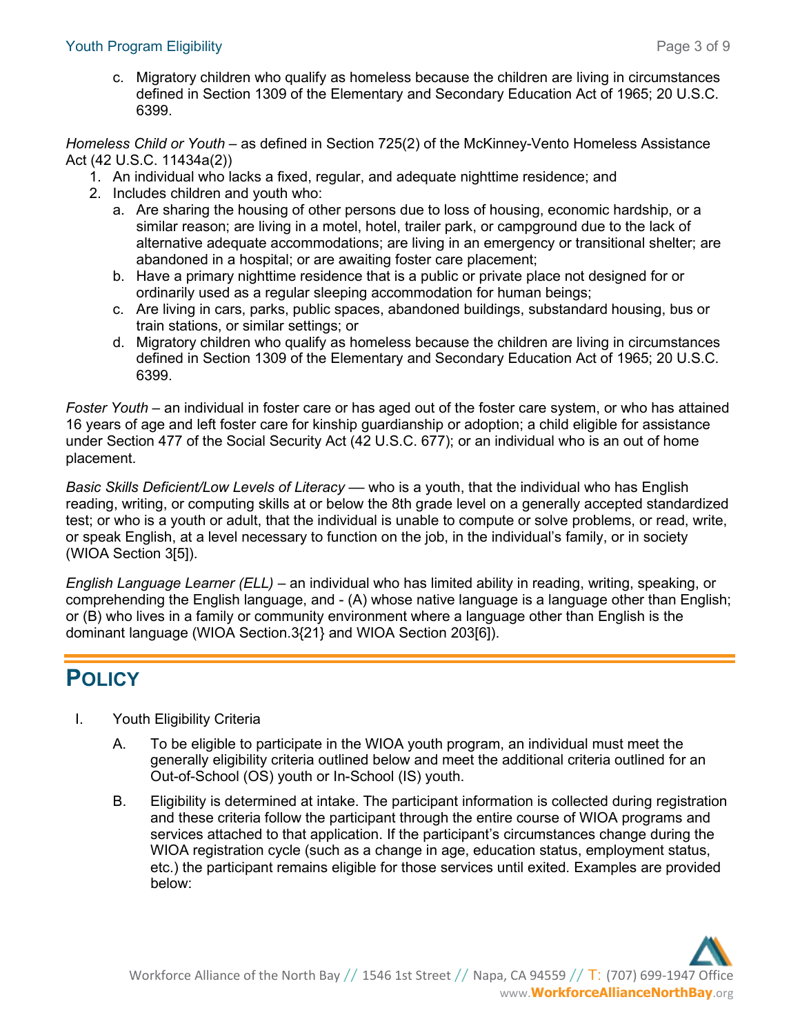c. Migratory children who qualify as homeless because the children are living in circumstances defined in Section 1309 of the Elementary and Secondary Education Act of 1965; 20 U.S.C. 6399.

*Homeless Child or Youth* – as defined in Section 725(2) of the McKinney-Vento Homeless Assistance Act (42 U.S.C. 11434a(2))

1. An individual who lacks a fixed, regular, and adequate nighttime residence; and
2. Includes children and youth who:
   a. Are sharing the housing of other persons due to loss of housing, economic hardship, or a similar reason; are living in a motel, hotel, trailer park, or campground due to the lack of alternative adequate accommodations; are living in an emergency or transitional shelter; are abandoned in a hospital; or are awaiting foster care placement;
   b. Have a primary nighttime residence that is a public or private place not designed for or ordinarily used as a regular sleeping accommodation for human beings;
   c. Are living in cars, parks, public spaces, abandoned buildings, substandard housing, bus or train stations, or similar settings; or
   d. Migratory children who qualify as homeless because the children are living in circumstances defined in Section 1309 of the Elementary and Secondary Education Act of 1965; 20 U.S.C. 6399.

*Foster Youth* – an individual in foster care or has aged out of the foster care system, or who has attained 16 years of age and left foster care for kinship guardianship or adoption; a child eligible for assistance under Section 477 of the Social Security Act (42 U.S.C. 677); or an individual who is an out of home placement.

*Basic Skills Deficient/Low Levels of Literacy* — who is a youth, that the individual who has English reading, writing, or computing skills at or below the 8th grade level on a generally accepted standardized test; or who is a youth or adult, that the individual is unable to compute or solve problems, or read, write, or speak English, at a level necessary to function on the job, in the individual's family, or in society (WIOA Section 3[5]).

*English Language Learner (ELL)* – an individual who has limited ability in reading, writing, speaking, or comprehending the English language, and - (A) whose native language is a language other than English; or (B) who lives in a family or community environment where a language other than English is the dominant language (WIOA Section.3{21} and WIOA Section 203[6]).

# POLICY

I. Youth Eligibility Criteria

   A. To be eligible to participate in the WIOA youth program, an individual must meet the generally eligibility criteria outlined below and meet the additional criteria outlined for an Out-of-School (OS) youth or In-School (IS) youth.

   B. Eligibility is determined at intake. The participant information is collected during registration and these criteria follow the participant through the entire course of WIOA programs and services attached to that application. If the participant's circumstances change during the WIOA registration cycle (such as a change in age, education status, employment status, etc.) the participant remains eligible for those services until exited. Examples are provided below: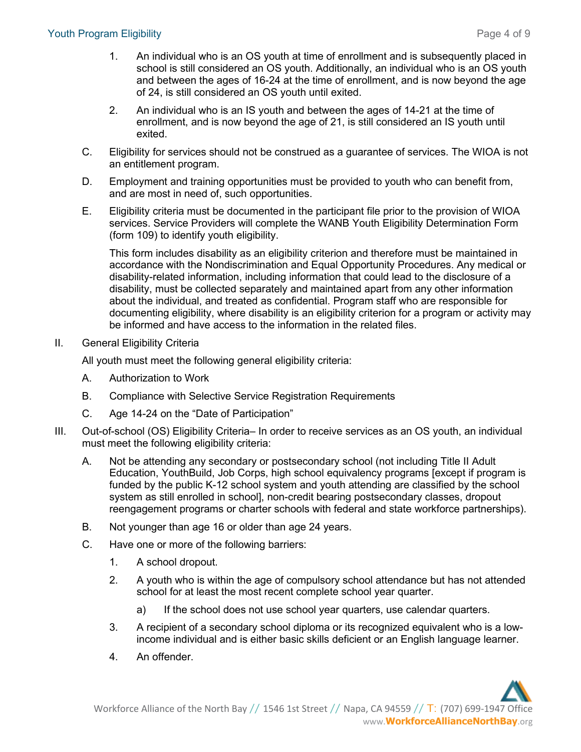1. An individual who is an OS youth at time of enrollment and is subsequently placed in school is still considered an OS youth. Additionally, an individual who is an OS youth and between the ages of 16-24 at the time of enrollment, and is now beyond the age of 24, is still considered an OS youth until exited.

2. An individual who is an IS youth and between the ages of 14-21 at the time of enrollment, and is now beyond the age of 21, is still considered an IS youth until exited.

C. Eligibility for services should not be construed as a guarantee of services. The WIOA is not an entitlement program.

D. Employment and training opportunities must be provided to youth who can benefit from, and are most in need of, such opportunities.

E. Eligibility criteria must be documented in the participant file prior to the provision of WIOA services. Service Providers will complete the WANB Youth Eligibility Determination Form (form 109) to identify youth eligibility.

This form includes disability as an eligibility criterion and therefore must be maintained in accordance with the Nondiscrimination and Equal Opportunity Procedures. Any medical or disability-related information, including information that could lead to the disclosure of a disability, must be collected separately and maintained apart from any other information about the individual, and treated as confidential. Program staff who are responsible for documenting eligibility, where disability is an eligibility criterion for a program or activity may be informed and have access to the information in the related files.

II. General Eligibility Criteria

All youth must meet the following general eligibility criteria:

A. Authorization to Work

B. Compliance with Selective Service Registration Requirements

C. Age 14-24 on the "Date of Participation"

III. Out-of-school (OS) Eligibility Criteria– In order to receive services as an OS youth, an individual must meet the following eligibility criteria:

A. Not be attending any secondary or postsecondary school (not including Title II Adult Education, YouthBuild, Job Corps, high school equivalency programs [except if program is funded by the public K-12 school system and youth attending are classified by the school system as still enrolled in school], non-credit bearing postsecondary classes, dropout reengagement programs or charter schools with federal and state workforce partnerships).

B. Not younger than age 16 or older than age 24 years.

C. Have one or more of the following barriers:

1. A school dropout.

2. A youth who is within the age of compulsory school attendance but has not attended school for at least the most recent complete school year quarter.

   a) If the school does not use school year quarters, use calendar quarters.

3. A recipient of a secondary school diploma or its recognized equivalent who is a low-income individual and is either basic skills deficient or an English language learner.

4. An offender.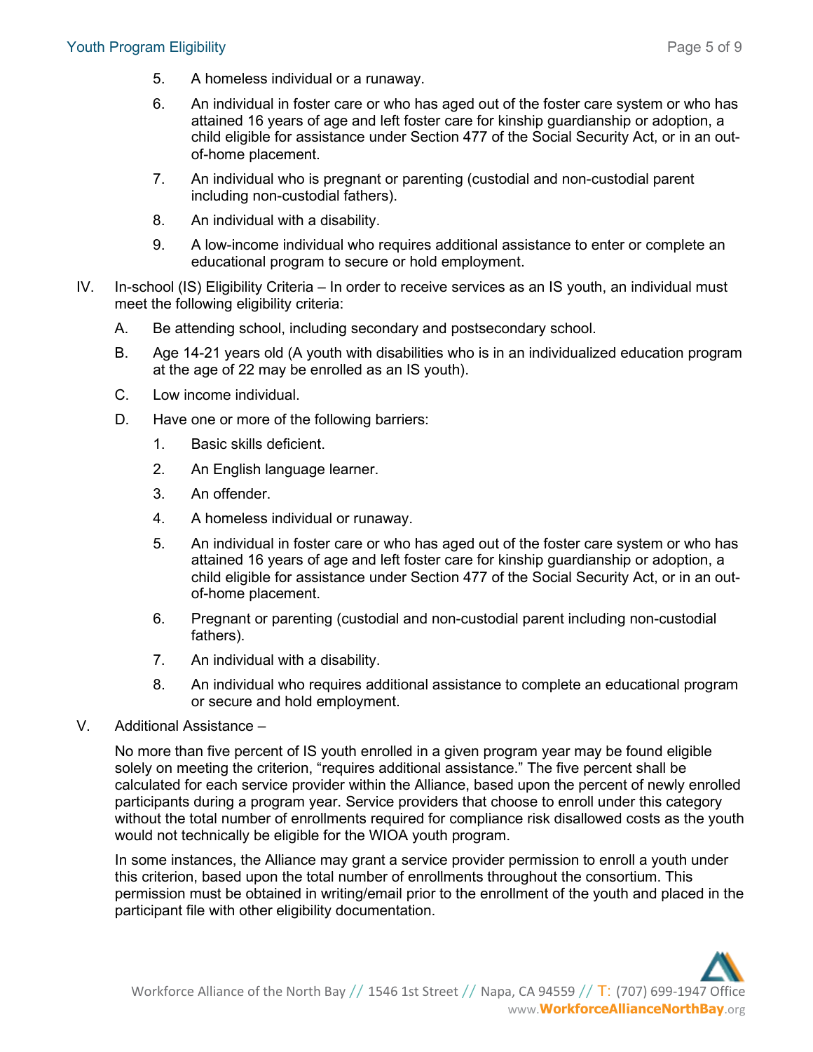5. A homeless individual or a runaway.
6. An individual in foster care or who has aged out of the foster care system or who has attained 16 years of age and left foster care for kinship guardianship or adoption, a child eligible for assistance under Section 477 of the Social Security Act, or in an out-of-home placement.
7. An individual who is pregnant or parenting (custodial and non-custodial parent including non-custodial fathers).
8. An individual with a disability.
9. A low-income individual who requires additional assistance to enter or complete an educational program to secure or hold employment.

IV. In-school (IS) Eligibility Criteria – In order to receive services as an IS youth, an individual must meet the following eligibility criteria:

   A. Be attending school, including secondary and postsecondary school.

   B. Age 14-21 years old (A youth with disabilities who is in an individualized education program at the age of 22 may be enrolled as an IS youth).

   C. Low income individual.

   D. Have one or more of the following barriers:

      1. Basic skills deficient.
      2. An English language learner.
      3. An offender.
      4. A homeless individual or runaway.
      5. An individual in foster care or who has aged out of the foster care system or who has attained 16 years of age and left foster care for kinship guardianship or adoption, a child eligible for assistance under Section 477 of the Social Security Act, or in an out-of-home placement.
      6. Pregnant or parenting (custodial and non-custodial parent including non-custodial fathers).
      7. An individual with a disability.
      8. An individual who requires additional assistance to complete an educational program or secure and hold employment.

V. Additional Assistance –

No more than five percent of IS youth enrolled in a given program year may be found eligible solely on meeting the criterion, "requires additional assistance." The five percent shall be calculated for each service provider within the Alliance, based upon the percent of newly enrolled participants during a program year. Service providers that choose to enroll under this category without the total number of enrollments required for compliance risk disallowed costs as the youth would not technically be eligible for the WIOA youth program.

In some instances, the Alliance may grant a service provider permission to enroll a youth under this criterion, based upon the total number of enrollments throughout the consortium. This permission must be obtained in writing/email prior to the enrollment of the youth and placed in the participant file with other eligibility documentation.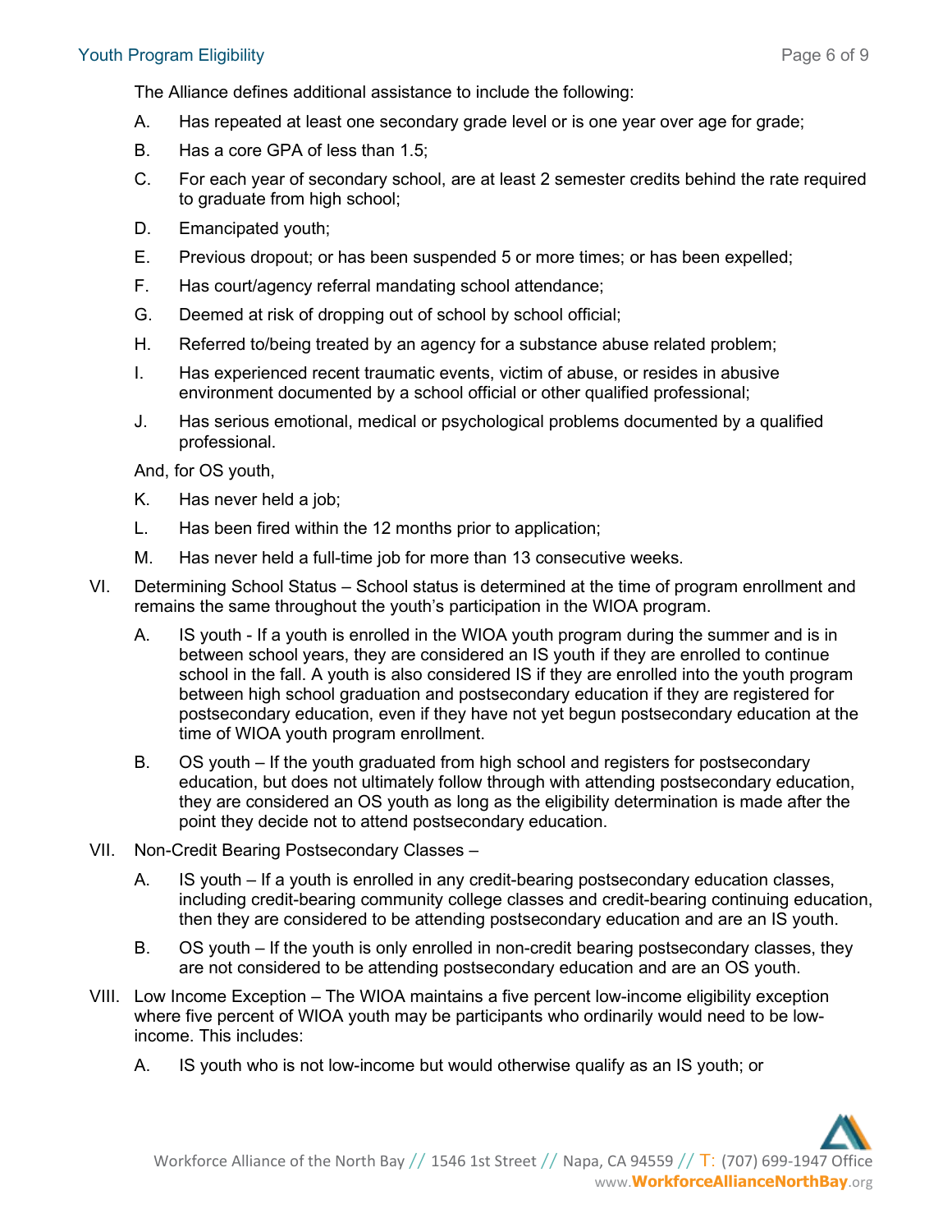The Alliance defines additional assistance to include the following:

A. Has repeated at least one secondary grade level or is one year over age for grade;

B. Has a core GPA of less than 1.5;

C. For each year of secondary school, are at least 2 semester credits behind the rate required to graduate from high school;

D. Emancipated youth;

E. Previous dropout; or has been suspended 5 or more times; or has been expelled;

F. Has court/agency referral mandating school attendance;

G. Deemed at risk of dropping out of school by school official;

H. Referred to/being treated by an agency for a substance abuse related problem;

I. Has experienced recent traumatic events, victim of abuse, or resides in abusive environment documented by a school official or other qualified professional;

J. Has serious emotional, medical or psychological problems documented by a qualified professional.

And, for OS youth,

K. Has never held a job;

L. Has been fired within the 12 months prior to application;

M. Has never held a full-time job for more than 13 consecutive weeks.

VI. Determining School Status – School status is determined at the time of program enrollment and remains the same throughout the youth's participation in the WIOA program.

A. IS youth - If a youth is enrolled in the WIOA youth program during the summer and is in between school years, they are considered an IS youth if they are enrolled to continue school in the fall. A youth is also considered IS if they are enrolled into the youth program between high school graduation and postsecondary education if they are registered for postsecondary education, even if they have not yet begun postsecondary education at the time of WIOA youth program enrollment.

B. OS youth – If the youth graduated from high school and registers for postsecondary education, but does not ultimately follow through with attending postsecondary education, they are considered an OS youth as long as the eligibility determination is made after the point they decide not to attend postsecondary education.

VII. Non-Credit Bearing Postsecondary Classes –

A. IS youth – If a youth is enrolled in any credit-bearing postsecondary education classes, including credit-bearing community college classes and credit-bearing continuing education, then they are considered to be attending postsecondary education and are an IS youth.

B. OS youth – If the youth is only enrolled in non-credit bearing postsecondary classes, they are not considered to be attending postsecondary education and are an OS youth.

VIII. Low Income Exception – The WIOA maintains a five percent low-income eligibility exception where five percent of WIOA youth may be participants who ordinarily would need to be low-income. This includes:

A. IS youth who is not low-income but would otherwise qualify as an IS youth; or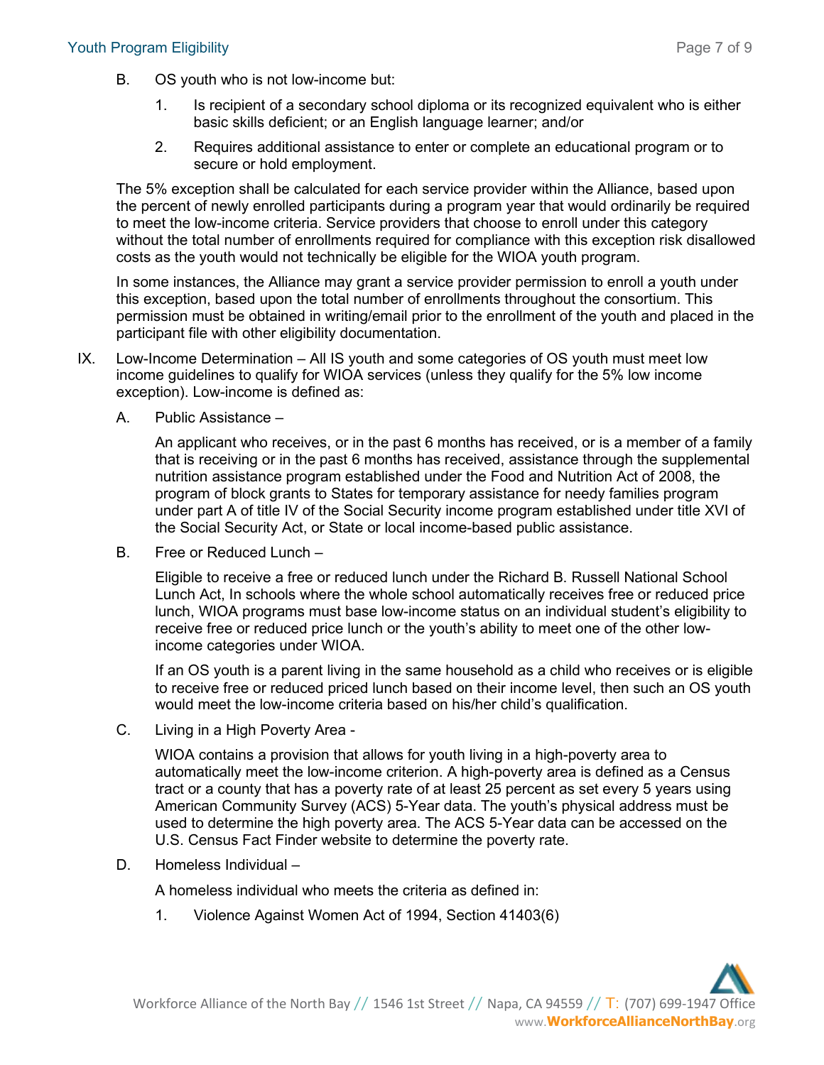B. OS youth who is not low-income but:

1. Is recipient of a secondary school diploma or its recognized equivalent who is either basic skills deficient; or an English language learner; and/or

2. Requires additional assistance to enter or complete an educational program or to secure or hold employment.

The 5% exception shall be calculated for each service provider within the Alliance, based upon the percent of newly enrolled participants during a program year that would ordinarily be required to meet the low-income criteria. Service providers that choose to enroll under this category without the total number of enrollments required for compliance with this exception risk disallowed costs as the youth would not technically be eligible for the WIOA youth program.

In some instances, the Alliance may grant a service provider permission to enroll a youth under this exception, based upon the total number of enrollments throughout the consortium. This permission must be obtained in writing/email prior to the enrollment of the youth and placed in the participant file with other eligibility documentation.

IX. Low-Income Determination – All IS youth and some categories of OS youth must meet low income guidelines to qualify for WIOA services (unless they qualify for the 5% low income exception). Low-income is defined as:

A. Public Assistance –

An applicant who receives, or in the past 6 months has received, or is a member of a family that is receiving or in the past 6 months has received, assistance through the supplemental nutrition assistance program established under the Food and Nutrition Act of 2008, the program of block grants to States for temporary assistance for needy families program under part A of title IV of the Social Security income program established under title XVI of the Social Security Act, or State or local income-based public assistance.

B. Free or Reduced Lunch –

Eligible to receive a free or reduced lunch under the Richard B. Russell National School Lunch Act, In schools where the whole school automatically receives free or reduced price lunch, WIOA programs must base low-income status on an individual student's eligibility to receive free or reduced price lunch or the youth's ability to meet one of the other low-income categories under WIOA.

If an OS youth is a parent living in the same household as a child who receives or is eligible to receive free or reduced priced lunch based on their income level, then such an OS youth would meet the low-income criteria based on his/her child's qualification.

C. Living in a High Poverty Area -

WIOA contains a provision that allows for youth living in a high-poverty area to automatically meet the low-income criterion. A high-poverty area is defined as a Census tract or a county that has a poverty rate of at least 25 percent as set every 5 years using American Community Survey (ACS) 5-Year data. The youth's physical address must be used to determine the high poverty area. The ACS 5-Year data can be accessed on the U.S. Census Fact Finder website to determine the poverty rate.

D. Homeless Individual –

A homeless individual who meets the criteria as defined in:

1. Violence Against Women Act of 1994, Section 41403(6)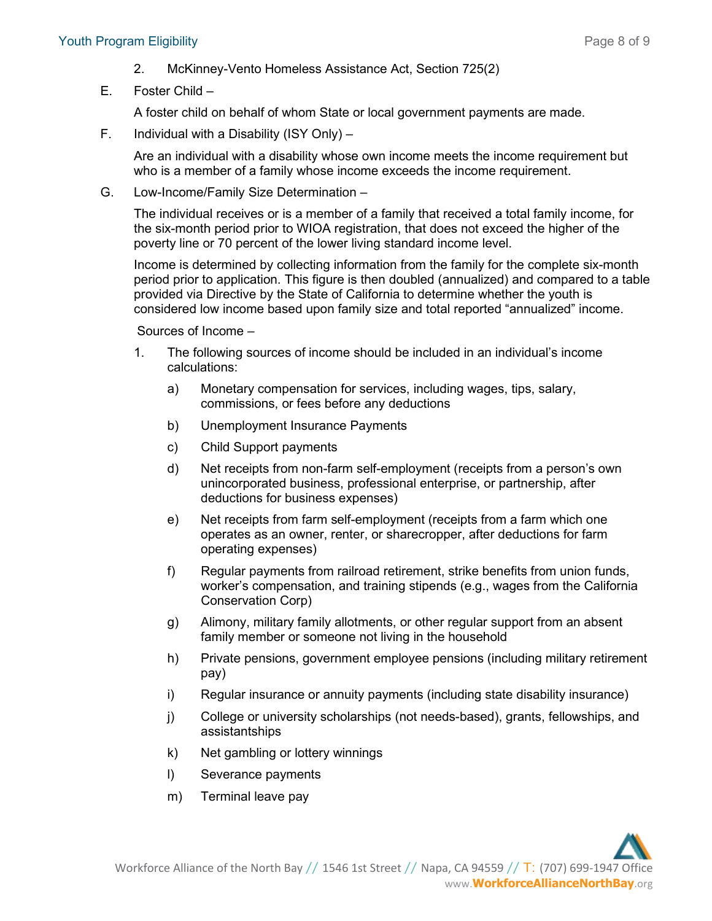2. McKinney-Vento Homeless Assistance Act, Section 725(2)

E. Foster Child –

A foster child on behalf of whom State or local government payments are made.

F. Individual with a Disability (ISY Only) –

Are an individual with a disability whose own income meets the income requirement but who is a member of a family whose income exceeds the income requirement.

G. Low-Income/Family Size Determination –

The individual receives or is a member of a family that received a total family income, for the six-month period prior to WIOA registration, that does not exceed the higher of the poverty line or 70 percent of the lower living standard income level.

Income is determined by collecting information from the family for the complete six-month period prior to application. This figure is then doubled (annualized) and compared to a table provided via Directive by the State of California to determine whether the youth is considered low income based upon family size and total reported "annualized" income.

Sources of Income –

1. The following sources of income should be included in an individual's income calculations:

   a) Monetary compensation for services, including wages, tips, salary, commissions, or fees before any deductions

   b) Unemployment Insurance Payments

   c) Child Support payments

   d) Net receipts from non-farm self-employment (receipts from a person's own unincorporated business, professional enterprise, or partnership, after deductions for business expenses)

   e) Net receipts from farm self-employment (receipts from a farm which one operates as an owner, renter, or sharecropper, after deductions for farm operating expenses)

   f) Regular payments from railroad retirement, strike benefits from union funds, worker's compensation, and training stipends (e.g., wages from the California Conservation Corp)

   g) Alimony, military family allotments, or other regular support from an absent family member or someone not living in the household

   h) Private pensions, government employee pensions (including military retirement pay)

   i) Regular insurance or annuity payments (including state disability insurance)

   j) College or university scholarships (not needs-based), grants, fellowships, and assistantships

   k) Net gambling or lottery winnings

   l) Severance payments

   m) Terminal leave pay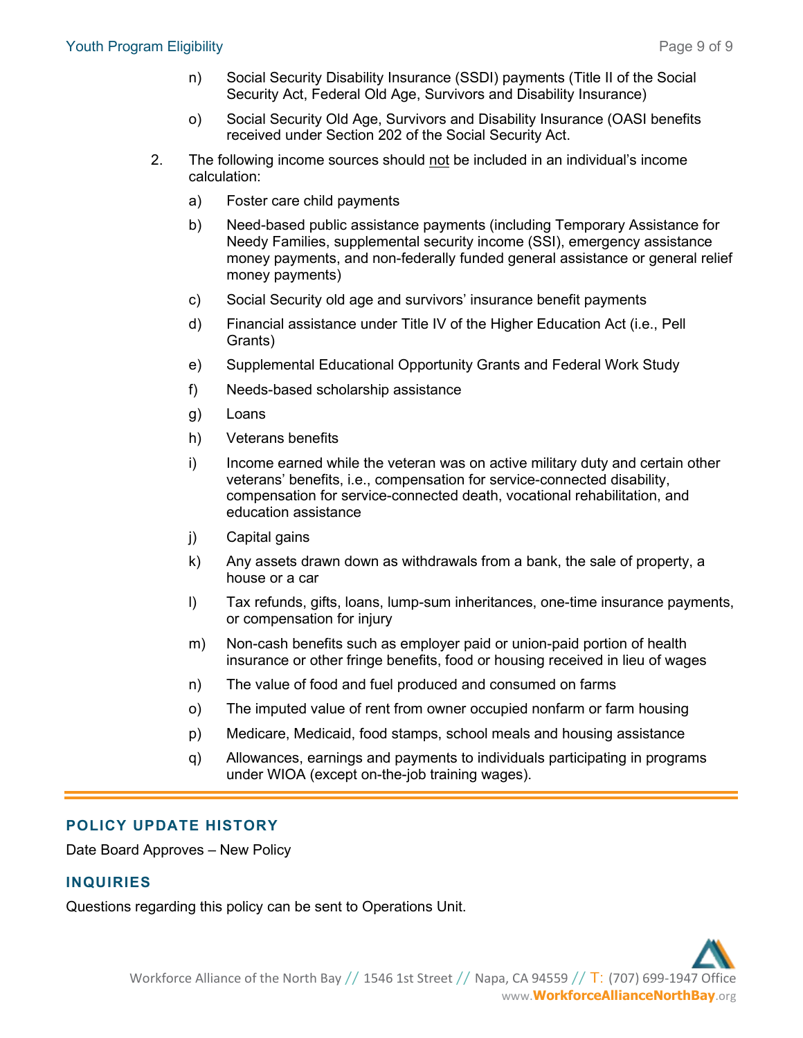n) Social Security Disability Insurance (SSDI) payments (Title II of the Social Security Act, Federal Old Age, Survivors and Disability Insurance)

o) Social Security Old Age, Survivors and Disability Insurance (OASI benefits received under Section 202 of the Social Security Act.

2. The following income sources should not be included in an individual's income calculation:

   a) Foster care child payments

   b) Need-based public assistance payments (including Temporary Assistance for Needy Families, supplemental security income (SSI), emergency assistance money payments, and non-federally funded general assistance or general relief money payments)

   c) Social Security old age and survivors' insurance benefit payments

   d) Financial assistance under Title IV of the Higher Education Act (i.e., Pell Grants)

   e) Supplemental Educational Opportunity Grants and Federal Work Study

   f) Needs-based scholarship assistance

   g) Loans

   h) Veterans benefits

   i) Income earned while the veteran was on active military duty and certain other veterans' benefits, i.e., compensation for service-connected disability, compensation for service-connected death, vocational rehabilitation, and education assistance

   j) Capital gains

   k) Any assets drawn down as withdrawals from a bank, the sale of property, a house or a car

   l) Tax refunds, gifts, loans, lump-sum inheritances, one-time insurance payments, or compensation for injury

   m) Non-cash benefits such as employer paid or union-paid portion of health insurance or other fringe benefits, food or housing received in lieu of wages

   n) The value of food and fuel produced and consumed on farms

   o) The imputed value of rent from owner occupied nonfarm or farm housing

   p) Medicare, Medicaid, food stamps, school meals and housing assistance

   q) Allowances, earnings and payments to individuals participating in programs under WIOA (except on-the-job training wages).

## POLICY UPDATE HISTORY

Date Board Approves – New Policy

## INQUIRIES

Questions regarding this policy can be sent to Operations Unit.